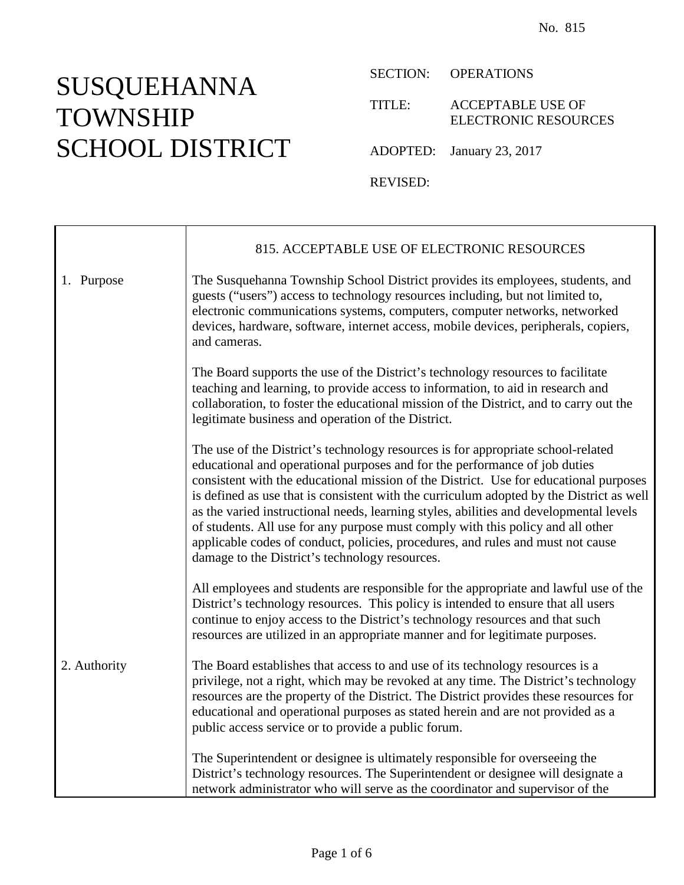No. 815

# SUSQUEHANNA TOWNSHIP SCHOOL DISTRICT

SECTION: OPERATIONS

TITLE: ACCEPTABLE USE OF ELECTRONIC RESOURCES

ADOPTED: January 23, 2017

REVISED:

## 815. ACCEPTABLE USE OF ELECTRONIC RESOURCES

### 1. Purpose

The Susquehanna Township School District provides its employees, students, and guests ("users") access to technology resources including, but not limited to, electronic communications systems, computers, computer networks, networked devices, hardware, software, internet access, mobile devices, peripherals, copiers, and cameras.

The Board supports the use of the District's technology resources to facilitate teaching and learning, to provide access to information, to aid in research and collaboration, to foster the educational mission of the District, and to carry out the legitimate business and operation of the District.

The use of the District's technology resources is for appropriate school-related educational and operational purposes and for the performance of job duties consistent with the educational mission of the District. Use for educational purposes is defined as use that is consistent with the curriculum adopted by the District as well as the varied instructional needs, learning styles, abilities and developmental levels of students. All use for any purpose must comply with this policy and all other applicable codes of conduct, policies, procedures, and rules and must not cause damage to the District's technology resources.

All employees and students are responsible for the appropriate and lawful use of the District's technology resources. This policy is intended to ensure that all users continue to enjoy access to the District's technology resources and that such resources are utilized in an appropriate manner and for legitimate purposes.

### 2. Authority

The Board establishes that access to and use of its technology resources is a privilege, not a right, which may be revoked at any time. The District's technology resources are the property of the District. The District provides these resources for educational and operational purposes as stated herein and are not provided as a public access service or to provide a public forum.

The Superintendent or designee is ultimately responsible for overseeing the District's technology resources. The Superintendent or designee will designate a network administrator who will serve as the coordinator and supervisor of the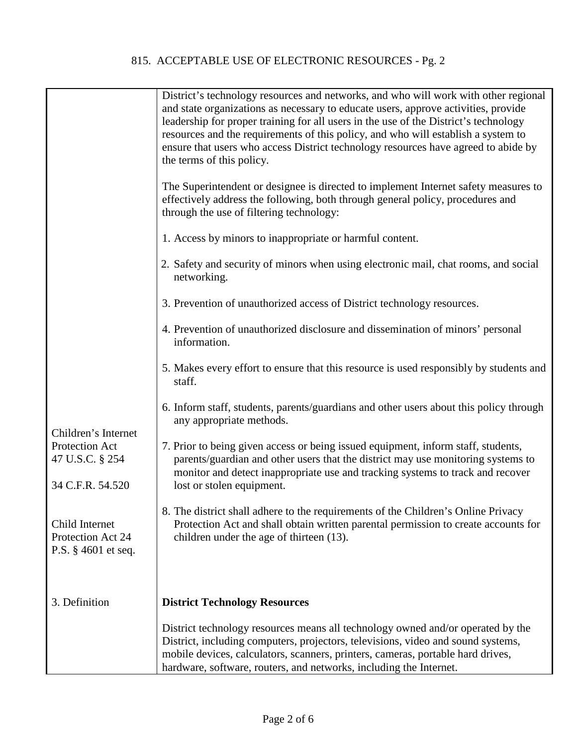District's technology resources and networks, and who will work with other regional and state organizations as necessary to educate users, approve activities, provide leadership for proper training for all users in the use of the District's technology resources and the requirements of this policy, and who will establish a system to ensure that users who access District technology resources have agreed to abide by the terms of this policy.

The Superintendent or designee is directed to implement Internet safety measures to effectively address the following, both through general policy, procedures and through the use of filtering technology:

1. Access by minors to inappropriate or harmful content.

2. Safety and security of minors when using electronic mail, chat rooms, and social networking.

3. Prevention of unauthorized access of District technology resources.

4. Prevention of unauthorized disclosure and dissemination of minors' personal information.

5. Makes every effort to ensure that this resource is used responsibly by students and staff.

6. Inform staff, students, parents/guardians and other users about this policy through any appropriate methods.

Children's Internet Protection Act
47 U.S.C. § 254

34 C.F.R. 54.520

7. Prior to being given access or being issued equipment, inform staff, students, parents/guardian and other users that the district may use monitoring systems to monitor and detect inappropriate use and tracking systems to track and recover lost or stolen equipment.

Child Internet Protection Act 24 P.S. § 4601 et seq.

8. The district shall adhere to the requirements of the Children's Online Privacy Protection Act and shall obtain written parental permission to create accounts for children under the age of thirteen (13).

## 3. Definition

**District Technology Resources**

District technology resources means all technology owned and/or operated by the District, including computers, projectors, televisions, video and sound systems, mobile devices, calculators, scanners, printers, cameras, portable hard drives, hardware, software, routers, and networks, including the Internet.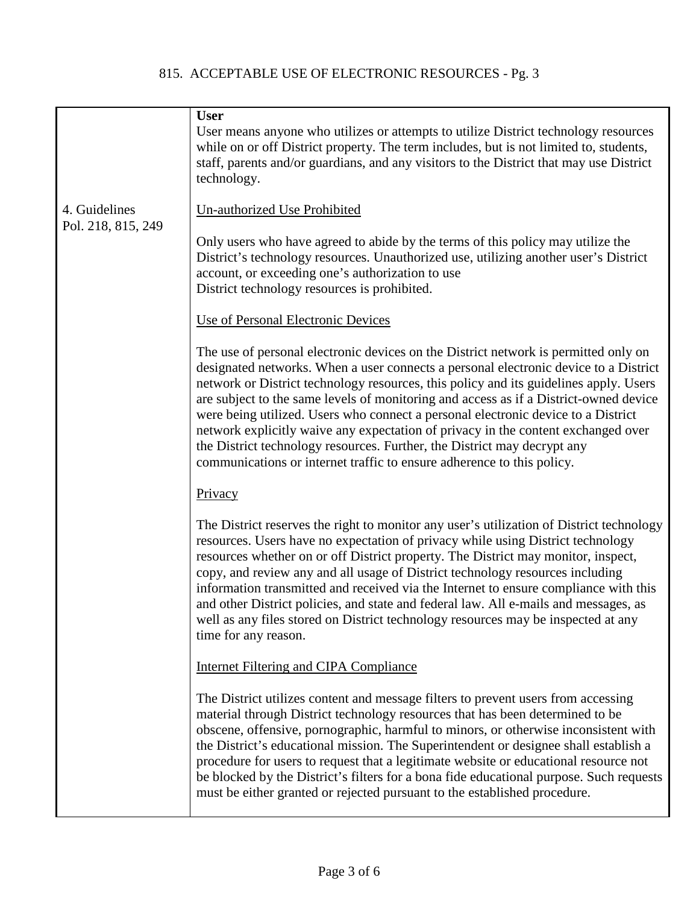**User**

User means anyone who utilizes or attempts to utilize District technology resources while on or off District property. The term includes, but is not limited to, students, staff, parents and/or guardians, and any visitors to the District that may use District technology.

4. Guidelines
Pol. 218, 815, 249

Un-authorized Use Prohibited

Only users who have agreed to abide by the terms of this policy may utilize the District's technology resources. Unauthorized use, utilizing another user's District account, or exceeding one's authorization to use District technology resources is prohibited.

Use of Personal Electronic Devices

The use of personal electronic devices on the District network is permitted only on designated networks. When a user connects a personal electronic device to a District network or District technology resources, this policy and its guidelines apply. Users are subject to the same levels of monitoring and access as if a District-owned device were being utilized. Users who connect a personal electronic device to a District network explicitly waive any expectation of privacy in the content exchanged over the District technology resources. Further, the District may decrypt any communications or internet traffic to ensure adherence to this policy.

Privacy

The District reserves the right to monitor any user's utilization of District technology resources. Users have no expectation of privacy while using District technology resources whether on or off District property. The District may monitor, inspect, copy, and review any and all usage of District technology resources including information transmitted and received via the Internet to ensure compliance with this and other District policies, and state and federal law. All e-mails and messages, as well as any files stored on District technology resources may be inspected at any time for any reason.

Internet Filtering and CIPA Compliance

The District utilizes content and message filters to prevent users from accessing material through District technology resources that has been determined to be obscene, offensive, pornographic, harmful to minors, or otherwise inconsistent with the District's educational mission. The Superintendent or designee shall establish a procedure for users to request that a legitimate website or educational resource not be blocked by the District's filters for a bona fide educational purpose. Such requests must be either granted or rejected pursuant to the established procedure.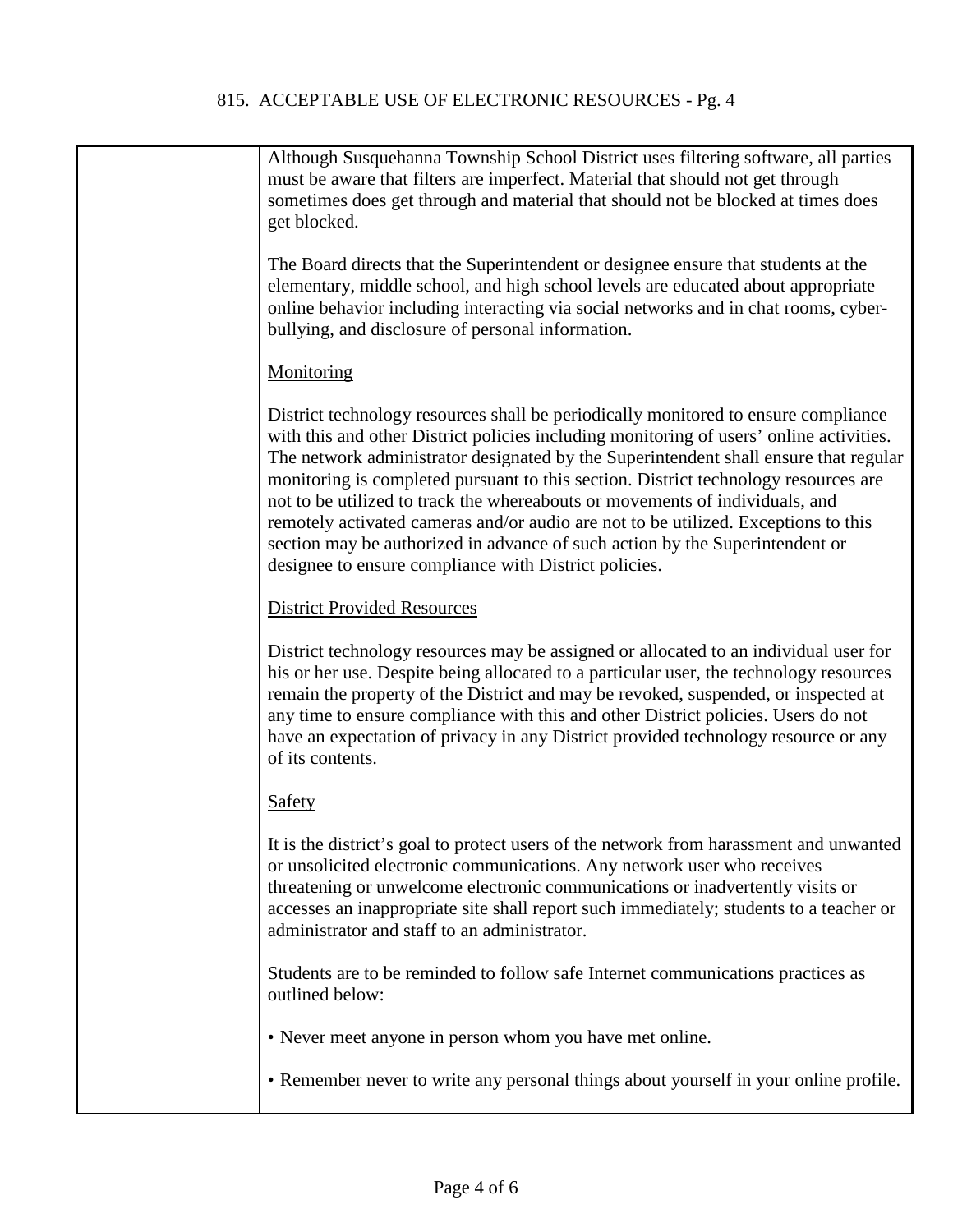Although Susquehanna Township School District uses filtering software, all parties must be aware that filters are imperfect. Material that should not get through sometimes does get through and material that should not be blocked at times does get blocked.

The Board directs that the Superintendent or designee ensure that students at the elementary, middle school, and high school levels are educated about appropriate online behavior including interacting via social networks and in chat rooms, cyber-bullying, and disclosure of personal information.

Monitoring

District technology resources shall be periodically monitored to ensure compliance with this and other District policies including monitoring of users' online activities. The network administrator designated by the Superintendent shall ensure that regular monitoring is completed pursuant to this section. District technology resources are not to be utilized to track the whereabouts or movements of individuals, and remotely activated cameras and/or audio are not to be utilized. Exceptions to this section may be authorized in advance of such action by the Superintendent or designee to ensure compliance with District policies.

District Provided Resources

District technology resources may be assigned or allocated to an individual user for his or her use. Despite being allocated to a particular user, the technology resources remain the property of the District and may be revoked, suspended, or inspected at any time to ensure compliance with this and other District policies. Users do not have an expectation of privacy in any District provided technology resource or any of its contents.

Safety

It is the district's goal to protect users of the network from harassment and unwanted or unsolicited electronic communications. Any network user who receives threatening or unwelcome electronic communications or inadvertently visits or accesses an inappropriate site shall report such immediately; students to a teacher or administrator and staff to an administrator.

Students are to be reminded to follow safe Internet communications practices as outlined below:

- Never meet anyone in person whom you have met online.

- Remember never to write any personal things about yourself in your online profile.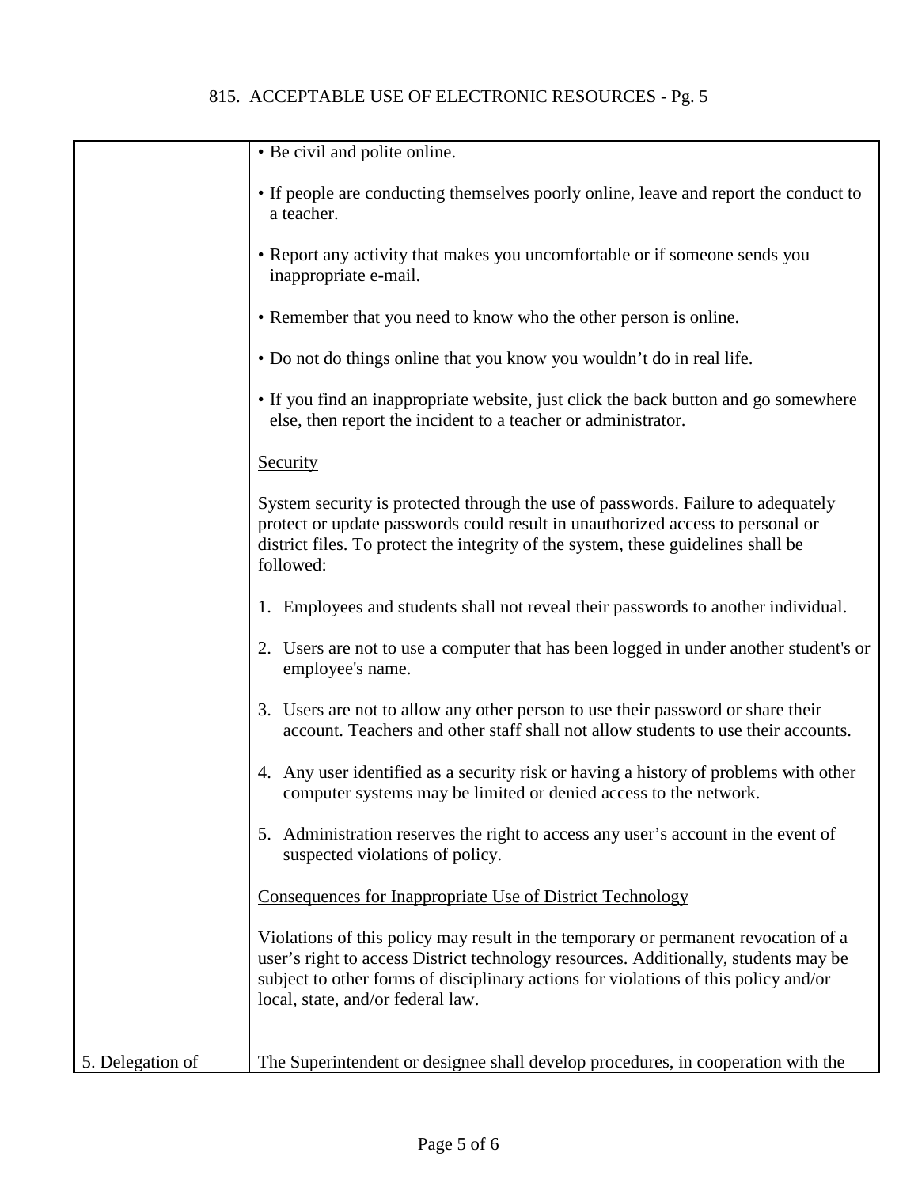- Be civil and polite online.
- If people are conducting themselves poorly online, leave and report the conduct to a teacher.
- Report any activity that makes you uncomfortable or if someone sends you inappropriate e-mail.
- Remember that you need to know who the other person is online.
- Do not do things online that you know you wouldn't do in real life.
- If you find an inappropriate website, just click the back button and go somewhere else, then report the incident to a teacher or administrator.

Security

System security is protected through the use of passwords. Failure to adequately protect or update passwords could result in unauthorized access to personal or district files. To protect the integrity of the system, these guidelines shall be followed:

1. Employees and students shall not reveal their passwords to another individual.
2. Users are not to use a computer that has been logged in under another student's or employee's name.
3. Users are not to allow any other person to use their password or share their account. Teachers and other staff shall not allow students to use their accounts.
4. Any user identified as a security risk or having a history of problems with other computer systems may be limited or denied access to the network.
5. Administration reserves the right to access any user's account in the event of suspected violations of policy.

Consequences for Inappropriate Use of District Technology

Violations of this policy may result in the temporary or permanent revocation of a user's right to access District technology resources. Additionally, students may be subject to other forms of disciplinary actions for violations of this policy and/or local, state, and/or federal law.

5. Delegation of

The Superintendent or designee shall develop procedures, in cooperation with the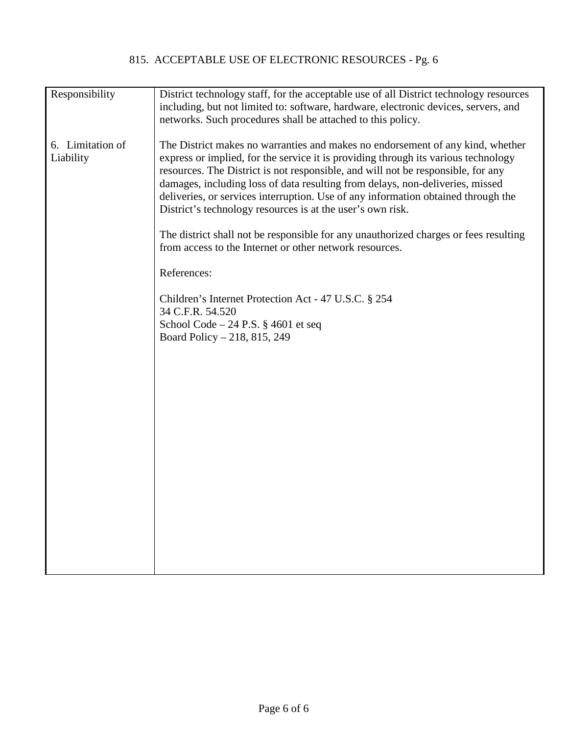| | |
|---|---|
| Responsibility | District technology staff, for the acceptable use of all District technology resources including, but not limited to: software, hardware, electronic devices, servers, and networks. Such procedures shall be attached to this policy. |
| 6. Limitation of Liability | The District makes no warranties and makes no endorsement of any kind, whether express or implied, for the service it is providing through its various technology resources. The District is not responsible, and will not be responsible, for any damages, including loss of data resulting from delays, non-deliveries, missed deliveries, or services interruption. Use of any information obtained through the District's technology resources is at the user's own risk.<br><br>The district shall not be responsible for any unauthorized charges or fees resulting from access to the Internet or other network resources.<br><br>References:<br><br>Children's Internet Protection Act - 47 U.S.C. § 254<br>34 C.F.R. 54.520<br>School Code – 24 P.S. § 4601 et seq<br>Board Policy – 218, 815, 249 |